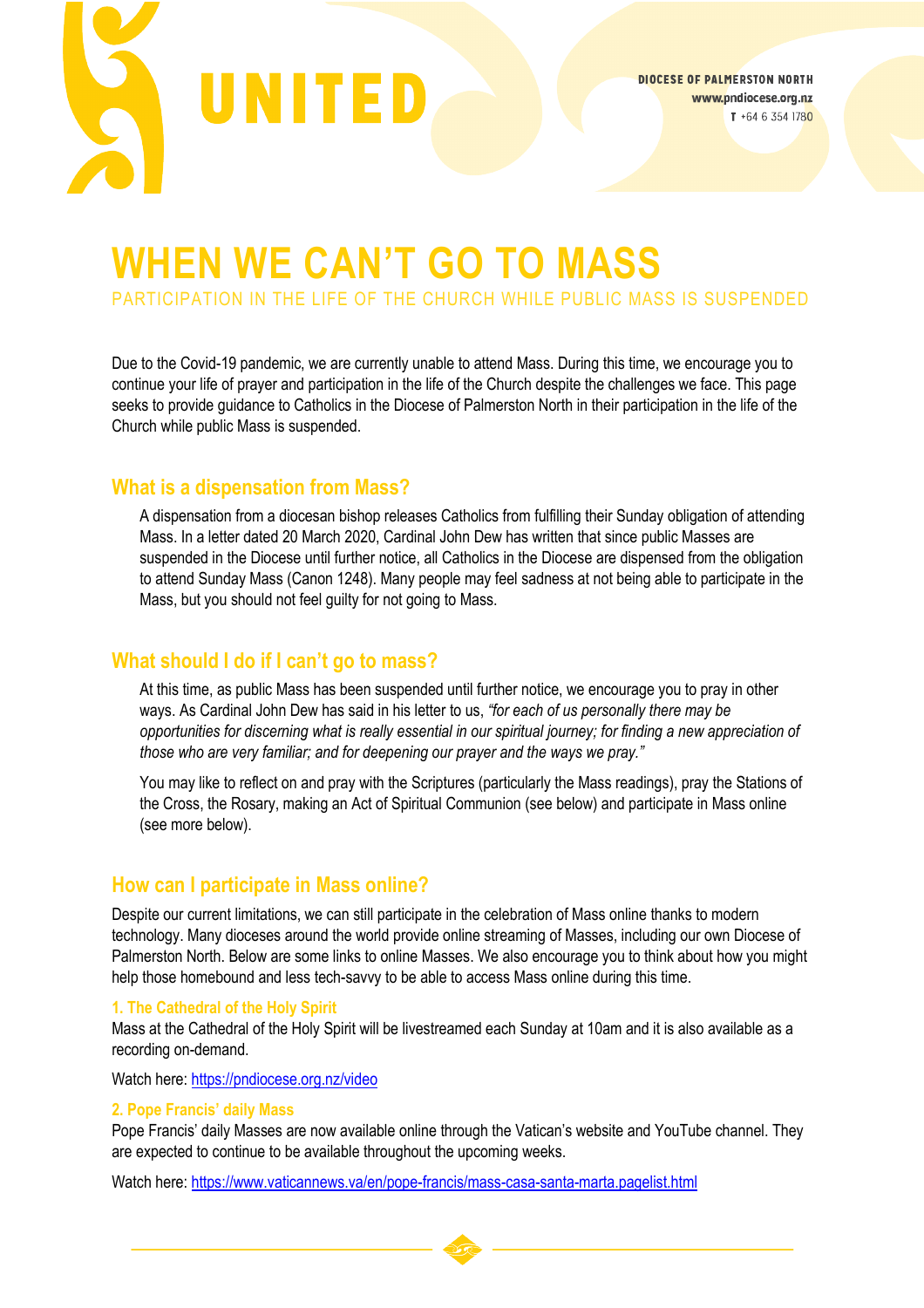UNITED

DIOCESE OF PALMERSTON NORTH
www.pndiocese.org.nz
T +64 6 354 1780

# WHEN WE CAN'T GO TO MASS

PARTICIPATION IN THE LIFE OF THE CHURCH WHILE PUBLIC MASS IS SUSPENDED

Due to the Covid-19 pandemic, we are currently unable to attend Mass. During this time, we encourage you to continue your life of prayer and participation in the life of the Church despite the challenges we face. This page seeks to provide guidance to Catholics in the Diocese of Palmerston North in their participation in the life of the Church while public Mass is suspended.

## What is a dispensation from Mass?

A dispensation from a diocesan bishop releases Catholics from fulfilling their Sunday obligation of attending Mass. In a letter dated 20 March 2020, Cardinal John Dew has written that since public Masses are suspended in the Diocese until further notice, all Catholics in the Diocese are dispensed from the obligation to attend Sunday Mass (Canon 1248). Many people may feel sadness at not being able to participate in the Mass, but you should not feel guilty for not going to Mass.

## What should I do if I can't go to mass?

At this time, as public Mass has been suspended until further notice, we encourage you to pray in other ways. As Cardinal John Dew has said in his letter to us, *"for each of us personally there may be opportunities for discerning what is really essential in our spiritual journey; for finding a new appreciation of those who are very familiar; and for deepening our prayer and the ways we pray."*

You may like to reflect on and pray with the Scriptures (particularly the Mass readings), pray the Stations of the Cross, the Rosary, making an Act of Spiritual Communion (see below) and participate in Mass online (see more below).

## How can I participate in Mass online?

Despite our current limitations, we can still participate in the celebration of Mass online thanks to modern technology. Many dioceses around the world provide online streaming of Masses, including our own Diocese of Palmerston North. Below are some links to online Masses. We also encourage you to think about how you might help those homebound and less tech-savvy to be able to access Mass online during this time.

### 1. The Cathedral of the Holy Spirit

Mass at the Cathedral of the Holy Spirit will be livestreamed each Sunday at 10am and it is also available as a recording on-demand.

Watch here: https://pndiocese.org.nz/video

### 2. Pope Francis' daily Mass

Pope Francis' daily Masses are now available online through the Vatican's website and YouTube channel. They are expected to continue to be available throughout the upcoming weeks.

Watch here: https://www.vaticannews.va/en/pope-francis/mass-casa-santa-marta.pagelist.html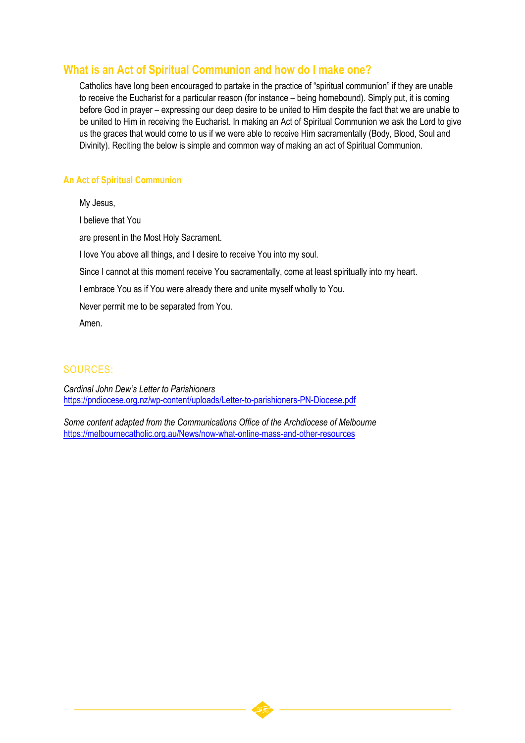## What is an Act of Spiritual Communion and how do I make one?

Catholics have long been encouraged to partake in the practice of "spiritual communion" if they are unable to receive the Eucharist for a particular reason (for instance – being homebound). Simply put, it is coming before God in prayer – expressing our deep desire to be united to Him despite the fact that we are unable to be united to Him in receiving the Eucharist. In making an Act of Spiritual Communion we ask the Lord to give us the graces that would come to us if we were able to receive Him sacramentally (Body, Blood, Soul and Divinity). Reciting the below is simple and common way of making an act of Spiritual Communion.

### An Act of Spiritual Communion

My Jesus,

I believe that You

are present in the Most Holy Sacrament.

I love You above all things, and I desire to receive You into my soul.

Since I cannot at this moment receive You sacramentally, come at least spiritually into my heart.

I embrace You as if You were already there and unite myself wholly to You.

Never permit me to be separated from You.

Amen.

## SOURCES:

*Cardinal John Dew's Letter to Parishioners*
https://pndiocese.org.nz/wp-content/uploads/Letter-to-parishioners-PN-Diocese.pdf

*Some content adapted from the Communications Office of the Archdiocese of Melbourne*
https://melbournecatholic.org.au/News/now-what-online-mass-and-other-resources